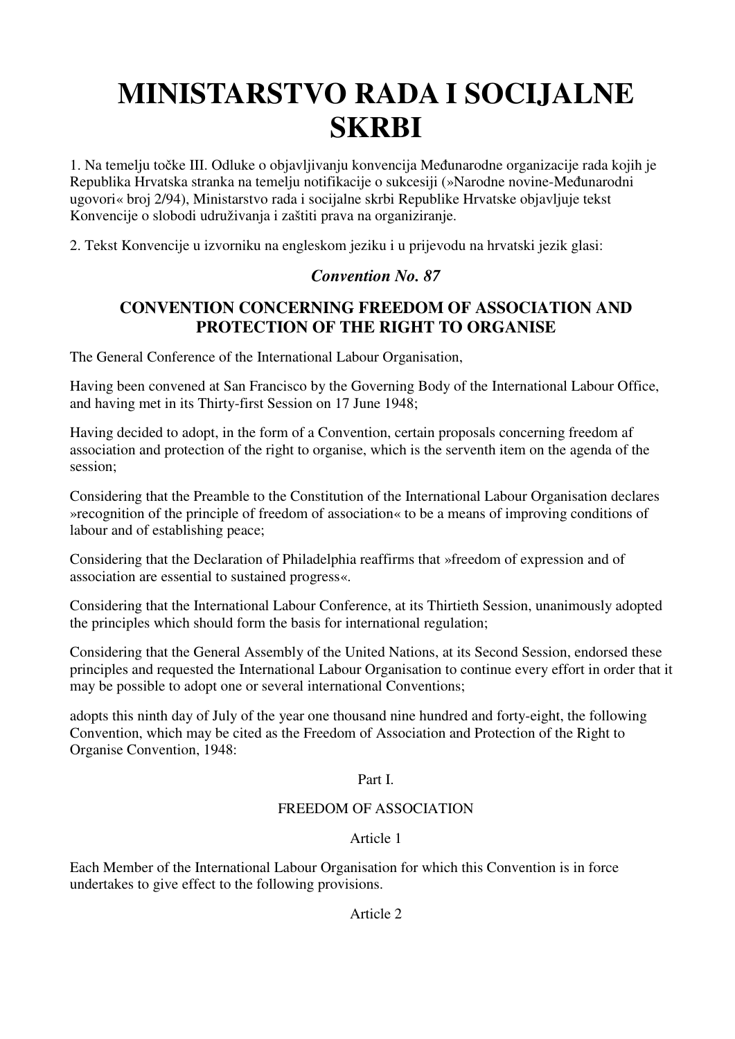# MINISTARSTVO RADA I SOCIJALNE SKRBI

1. Na temelju točke III. Odluke o objavljivanju konvencija Međunarodne organizacije rada kojih je Republika Hrvatska stranka na temelju notifikacije o sukcesiji (»Narodne novine-Međunarodni ugovori« broj 2/94), Ministarstvo rada i socijalne skrbi Republike Hrvatske objavljuje tekst Konvencije o slobodi udruživanja i zaštiti prava na organiziranje.

2. Tekst Konvencije u izvorniku na engleskom jeziku i u prijevodu na hrvatski jezik glasi:

### *Convention No. 87*

### CONVENTION CONCERNING FREEDOM OF ASSOCIATION AND PROTECTION OF THE RIGHT TO ORGANISE

The General Conference of the International Labour Organisation,

Having been convened at San Francisco by the Governing Body of the International Labour Office, and having met in its Thirty-first Session on 17 June 1948;

Having decided to adopt, in the form of a Convention, certain proposals concerning freedom af association and protection of the right to organise, which is the serventh item on the agenda of the session;

Considering that the Preamble to the Constitution of the International Labour Organisation declares »recognition of the principle of freedom of association« to be a means of improving conditions of labour and of establishing peace;

Considering that the Declaration of Philadelphia reaffirms that »freedom of expression and of association are essential to sustained progress«.

Considering that the International Labour Conference, at its Thirtieth Session, unanimously adopted the principles which should form the basis for international regulation;

Considering that the General Assembly of the United Nations, at its Second Session, endorsed these principles and requested the International Labour Organisation to continue every effort in order that it may be possible to adopt one or several international Conventions;

adopts this ninth day of July of the year one thousand nine hundred and forty-eight, the following Convention, which may be cited as the Freedom of Association and Protection of the Right to Organise Convention, 1948:

Part I.

FREEDOM OF ASSOCIATION

Article 1

Each Member of the International Labour Organisation for which this Convention is in force undertakes to give effect to the following provisions.

Article 2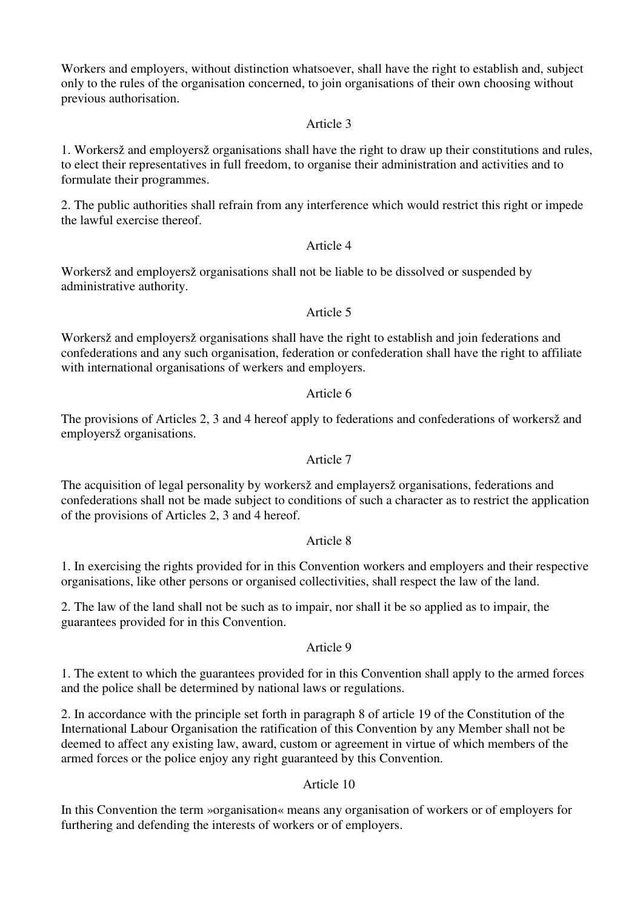Workers and employers, without distinction whatsoever, shall have the right to establish and, subject only to the rules of the organisation concerned, to join organisations of their own choosing without previous authorisation.

Article 3

1. Workersž and employersž organisations shall have the right to draw up their constitutions and rules, to elect their representatives in full freedom, to organise their administration and activities and to formulate their programmes.

2. The public authorities shall refrain from any interference which would restrict this right or impede the lawful exercise thereof.

Article 4

Workersž and employersž organisations shall not be liable to be dissolved or suspended by administrative authority.

Article 5

Workersž and employersž organisations shall have the right to establish and join federations and confederations and any such organisation, federation or confederation shall have the right to affiliate with international organisations of werkers and employers.

Article 6

The provisions of Articles 2, 3 and 4 hereof apply to federations and confederations of workersž and employersž organisations.

Article 7

The acquisition of legal personality by workersž and emplayersž organisations, federations and confederations shall not be made subject to conditions of such a character as to restrict the application of the provisions of Articles 2, 3 and 4 hereof.

Article 8

1. In exercising the rights provided for in this Convention workers and employers and their respective organisations, like other persons or organised collectivities, shall respect the law of the land.

2. The law of the land shall not be such as to impair, nor shall it be so applied as to impair, the guarantees provided for in this Convention.

Article 9

1. The extent to which the guarantees provided for in this Convention shall apply to the armed forces and the police shall be determined by national laws or regulations.

2. In accordance with the principle set forth in paragraph 8 of article 19 of the Constitution of the International Labour Organisation the ratification of this Convention by any Member shall not be deemed to affect any existing law, award, custom or agreement in virtue of which members of the armed forces or the police enjoy any right guaranteed by this Convention.

Article 10

In this Convention the term »organisation« means any organisation of workers or of employers for furthering and defending the interests of workers or of employers.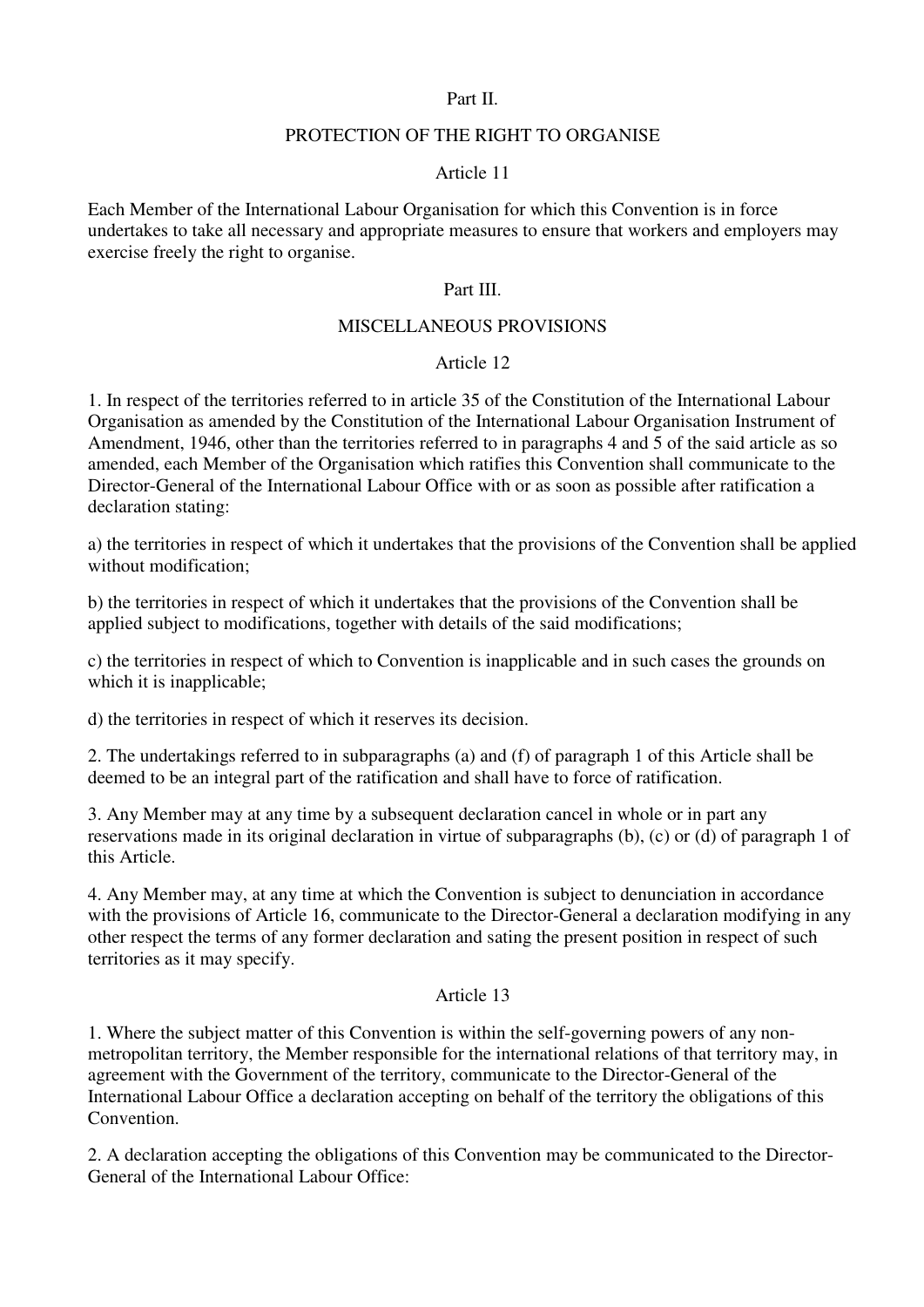Part II.

PROTECTION OF THE RIGHT TO ORGANISE

Article 11

Each Member of the International Labour Organisation for which this Convention is in force undertakes to take all necessary and appropriate measures to ensure that workers and employers may exercise freely the right to organise.

Part III.

MISCELLANEOUS PROVISIONS

Article 12

1. In respect of the territories referred to in article 35 of the Constitution of the International Labour Organisation as amended by the Constitution of the International Labour Organisation Instrument of Amendment, 1946, other than the territories referred to in paragraphs 4 and 5 of the said article as so amended, each Member of the Organisation which ratifies this Convention shall communicate to the Director-General of the International Labour Office with or as soon as possible after ratification a declaration stating:

a) the territories in respect of which it undertakes that the provisions of the Convention shall be applied without modification;

b) the territories in respect of which it undertakes that the provisions of the Convention shall be applied subject to modifications, together with details of the said modifications;

c) the territories in respect of which to Convention is inapplicable and in such cases the grounds on which it is inapplicable;

d) the territories in respect of which it reserves its decision.

2. The undertakings referred to in subparagraphs (a) and (f) of paragraph 1 of this Article shall be deemed to be an integral part of the ratification and shall have to force of ratification.

3. Any Member may at any time by a subsequent declaration cancel in whole or in part any reservations made in its original declaration in virtue of subparagraphs (b), (c) or (d) of paragraph 1 of this Article.

4. Any Member may, at any time at which the Convention is subject to denunciation in accordance with the provisions of Article 16, communicate to the Director-General a declaration modifying in any other respect the terms of any former declaration and sating the present position in respect of such territories as it may specify.

Article 13

1. Where the subject matter of this Convention is within the self-governing powers of any non-metropolitan territory, the Member responsible for the international relations of that territory may, in agreement with the Government of the territory, communicate to the Director-General of the International Labour Office a declaration accepting on behalf of the territory the obligations of this Convention.

2. A declaration accepting the obligations of this Convention may be communicated to the Director-General of the International Labour Office: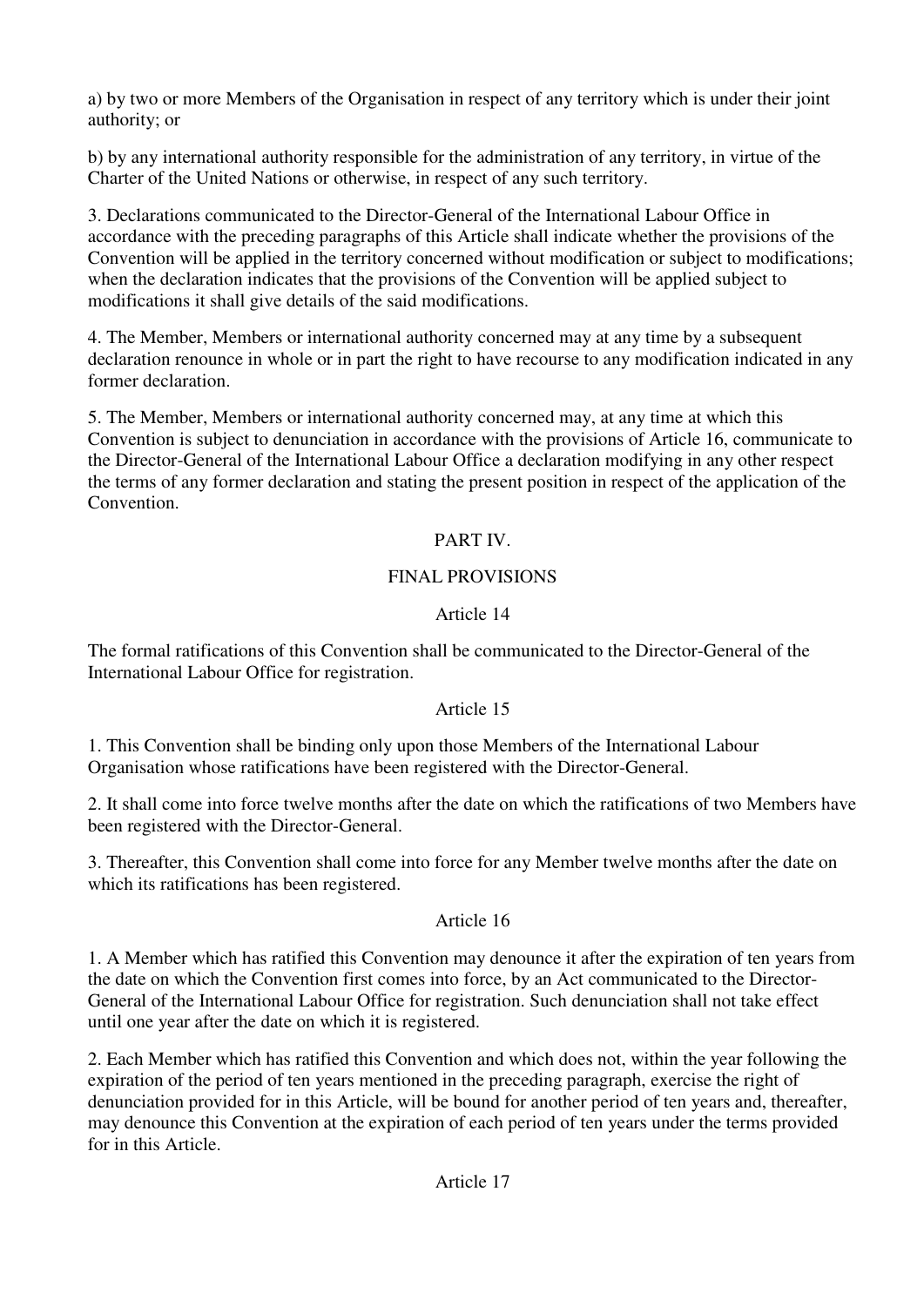a) by two or more Members of the Organisation in respect of any territory which is under their joint authority; or

b) by any international authority responsible for the administration of any territory, in virtue of the Charter of the United Nations or otherwise, in respect of any such territory.

3. Declarations communicated to the Director-General of the International Labour Office in accordance with the preceding paragraphs of this Article shall indicate whether the provisions of the Convention will be applied in the territory concerned without modification or subject to modifications; when the declaration indicates that the provisions of the Convention will be applied subject to modifications it shall give details of the said modifications.

4. The Member, Members or international authority concerned may at any time by a subsequent declaration renounce in whole or in part the right to have recourse to any modification indicated in any former declaration.

5. The Member, Members or international authority concerned may, at any time at which this Convention is subject to denunciation in accordance with the provisions of Article 16, communicate to the Director-General of the International Labour Office a declaration modifying in any other respect the terms of any former declaration and stating the present position in respect of the application of the Convention.

## PART IV.

## FINAL PROVISIONS

### Article 14

The formal ratifications of this Convention shall be communicated to the Director-General of the International Labour Office for registration.

### Article 15

1. This Convention shall be binding only upon those Members of the International Labour Organisation whose ratifications have been registered with the Director-General.

2. It shall come into force twelve months after the date on which the ratifications of two Members have been registered with the Director-General.

3. Thereafter, this Convention shall come into force for any Member twelve months after the date on which its ratifications has been registered.

### Article 16

1. A Member which has ratified this Convention may denounce it after the expiration of ten years from the date on which the Convention first comes into force, by an Act communicated to the Director-General of the International Labour Office for registration. Such denunciation shall not take effect until one year after the date on which it is registered.

2. Each Member which has ratified this Convention and which does not, within the year following the expiration of the period of ten years mentioned in the preceding paragraph, exercise the right of denunciation provided for in this Article, will be bound for another period of ten years and, thereafter, may denounce this Convention at the expiration of each period of ten years under the terms provided for in this Article.

### Article 17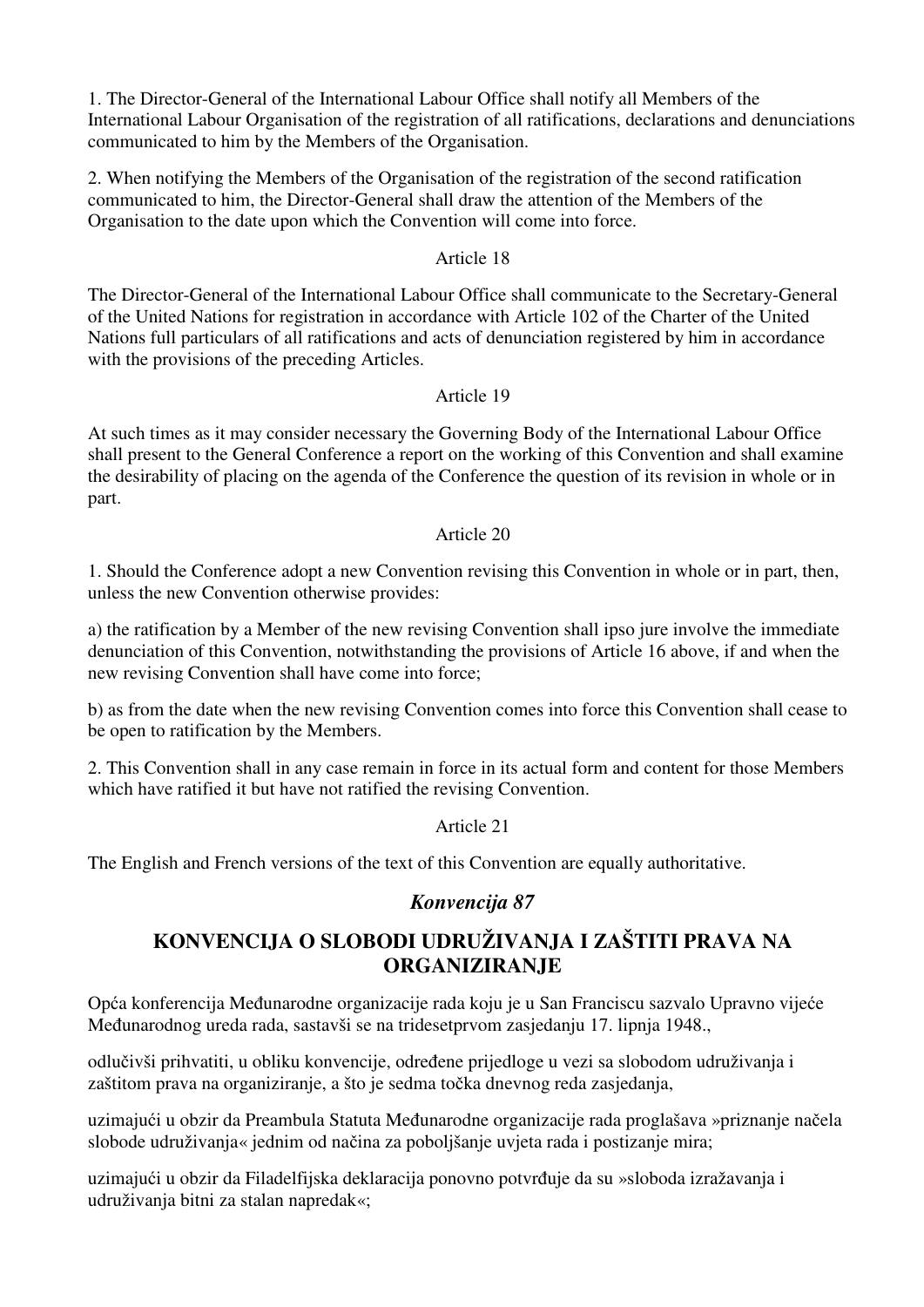1. The Director-General of the International Labour Office shall notify all Members of the International Labour Organisation of the registration of all ratifications, declarations and denunciations communicated to him by the Members of the Organisation.

2. When notifying the Members of the Organisation of the registration of the second ratification communicated to him, the Director-General shall draw the attention of the Members of the Organisation to the date upon which the Convention will come into force.

Article 18

The Director-General of the International Labour Office shall communicate to the Secretary-General of the United Nations for registration in accordance with Article 102 of the Charter of the United Nations full particulars of all ratifications and acts of denunciation registered by him in accordance with the provisions of the preceding Articles.

Article 19

At such times as it may consider necessary the Governing Body of the International Labour Office shall present to the General Conference a report on the working of this Convention and shall examine the desirability of placing on the agenda of the Conference the question of its revision in whole or in part.

Article 20

1. Should the Conference adopt a new Convention revising this Convention in whole or in part, then, unless the new Convention otherwise provides:

a) the ratification by a Member of the new revising Convention shall ipso jure involve the immediate denunciation of this Convention, notwithstanding the provisions of Article 16 above, if and when the new revising Convention shall have come into force;

b) as from the date when the new revising Convention comes into force this Convention shall cease to be open to ratification by the Members.

2. This Convention shall in any case remain in force in its actual form and content for those Members which have ratified it but have not ratified the revising Convention.

Article 21

The English and French versions of the text of this Convention are equally authoritative.

## *Konvencija 87*

## KONVENCIJA O SLOBODI UDRUŽIVANJA I ZAŠTITI PRAVA NA ORGANIZIRANJE

Opća konferencija Međunarodne organizacije rada koju je u San Franciscu sazvalo Upravno vijeće Međunarodnog ureda rada, sastavši se na tridesetprvom zasjedanju 17. lipnja 1948.,

odlučivši prihvatiti, u obliku konvencije, određene prijedloge u vezi sa slobodom udruživanja i zaštitom prava na organiziranje, a što je sedma točka dnevnog reda zasjedanja,

uzimajući u obzir da Preambula Statuta Međunarodne organizacije rada proglašava »priznanje načela slobode udruživanja« jednim od načina za poboljšanje uvjeta rada i postizanje mira;

uzimajući u obzir da Filadelfijska deklaracija ponovno potvrđuje da su »sloboda izražavanja i udruživanja bitni za stalan napredak«;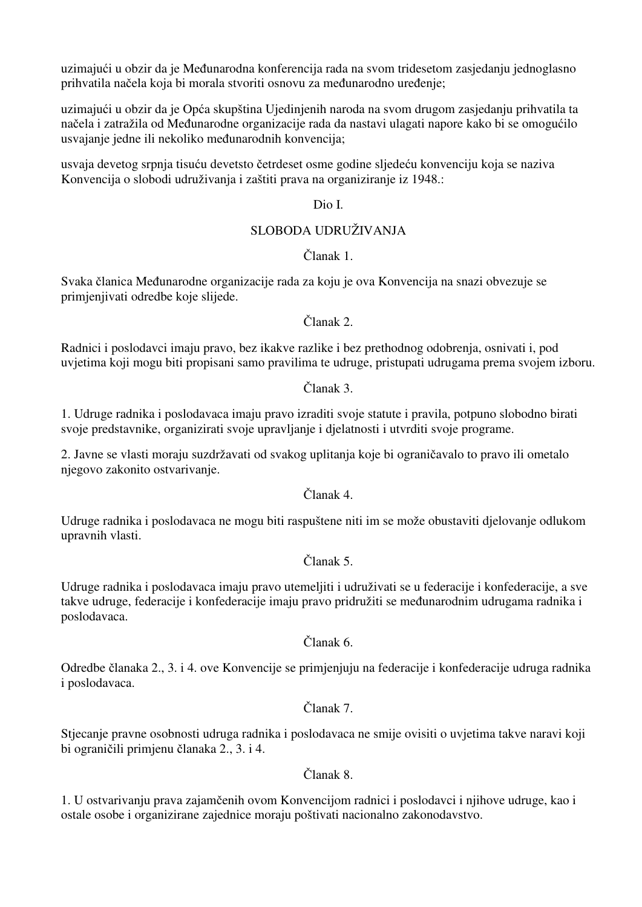uzimajući u obzir da je Međunarodna konferencija rada na svom tridesetom zasjedanju jednoglasno prihvatila načela koja bi morala stvoriti osnovu za međunarodno uređenje;

uzimajući u obzir da je Opća skupština Ujedinjenih naroda na svom drugom zasjedanju prihvatila ta načela i zatražila od Međunarodne organizacije rada da nastavi ulagati napore kako bi se omogućilo usvajanje jedne ili nekoliko međunarodnih konvencija;

usvaja devetog srpnja tisuću devetsto četrdeset osme godine sljedeću konvenciju koja se naziva Konvencija o slobodi udruživanja i zaštiti prava na organiziranje iz 1948.:

Dio I.

SLOBODA UDRUŽIVANJA

Članak 1.

Svaka članica Međunarodne organizacije rada za koju je ova Konvencija na snazi obvezuje se primjenjivati odredbe koje slijede.

Članak 2.

Radnici i poslodavci imaju pravo, bez ikakve razlike i bez prethodnog odobrenja, osnivati i, pod uvjetima koji mogu biti propisani samo pravilima te udruge, pristupati udrugama prema svojem izboru.

Članak 3.

1. Udruge radnika i poslodavaca imaju pravo izraditi svoje statute i pravila, potpuno slobodno birati svoje predstavnike, organizirati svoje upravljanje i djelatnosti i utvrditi svoje programe.

2. Javne se vlasti moraju suzdržavati od svakog uplitanja koje bi ograničavalo to pravo ili ometalo njegovo zakonito ostvarivanje.

Članak 4.

Udruge radnika i poslodavaca ne mogu biti raspuštene niti im se može obustaviti djelovanje odlukom upravnih vlasti.

Članak 5.

Udruge radnika i poslodavaca imaju pravo utemeljiti i udruživati se u federacije i konfederacije, a sve takve udruge, federacije i konfederacije imaju pravo pridružiti se međunarodnim udrugama radnika i poslodavaca.

Članak 6.

Odredbe članaka 2., 3. i 4. ove Konvencije se primjenjuju na federacije i konfederacije udruga radnika i poslodavaca.

Članak 7.

Stjecanje pravne osobnosti udruga radnika i poslodavaca ne smije ovisiti o uvjetima takve naravi koji bi ograničili primjenu članaka 2., 3. i 4.

Članak 8.

1. U ostvarivanju prava zajamčenih ovom Konvencijom radnici i poslodavci i njihove udruge, kao i ostale osobe i organizirane zajednice moraju poštivati nacionalno zakonodavstvo.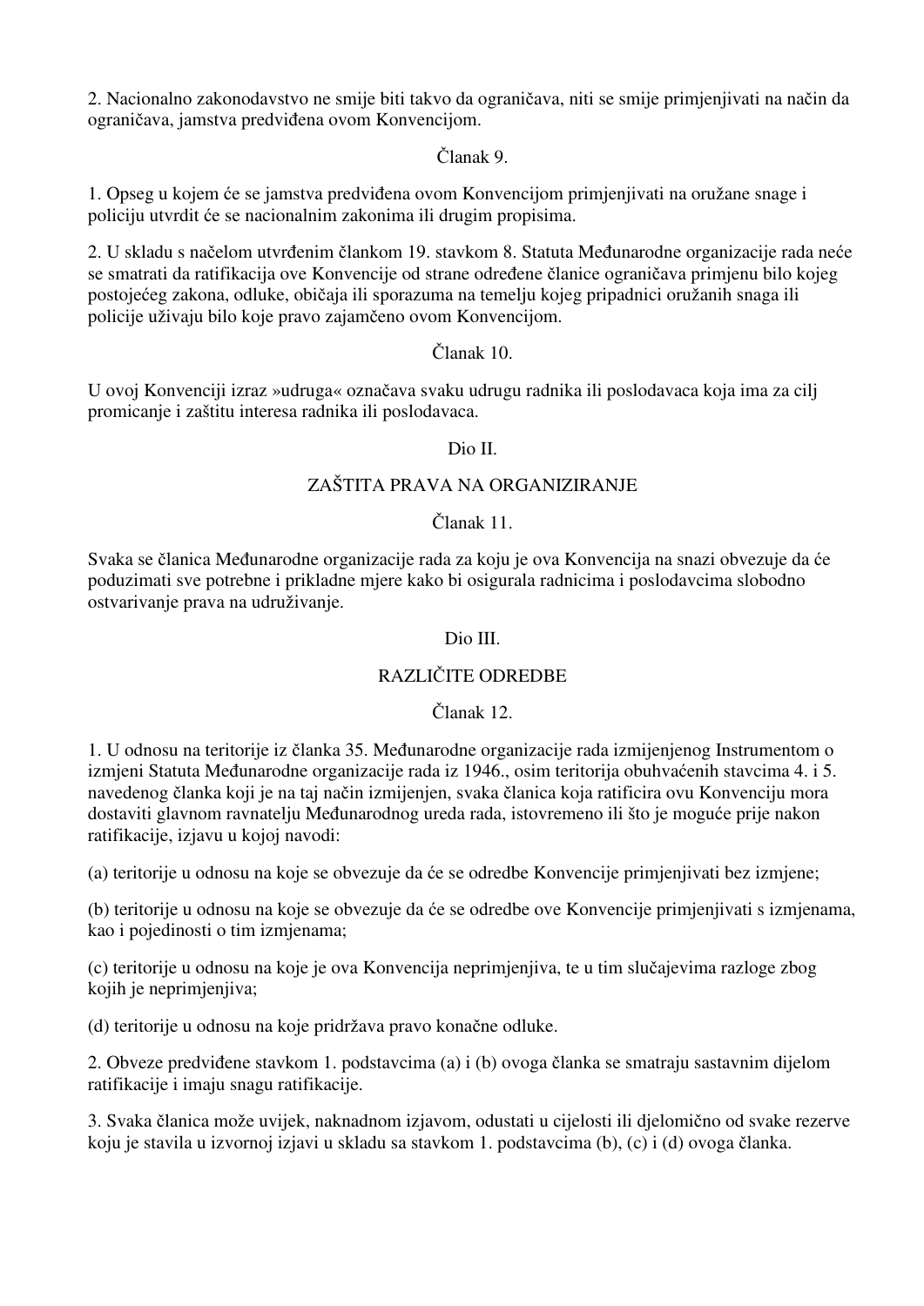2. Nacionalno zakonodavstvo ne smije biti takvo da ograničava, niti se smije primjenjivati na način da ograničava, jamstva predviđena ovom Konvencijom.

Članak 9.

1. Opseg u kojem će se jamstva predviđena ovom Konvencijom primjenjivati na oružane snage i policiju utvrdit će se nacionalnim zakonima ili drugim propisima.

2. U skladu s načelom utvrđenim člankom 19. stavkom 8. Statuta Međunarodne organizacije rada neće se smatrati da ratifikacija ove Konvencije od strane određene članice ograničava primjenu bilo kojeg postojećeg zakona, odluke, običaja ili sporazuma na temelju kojeg pripadnici oružanih snaga ili policije uživaju bilo koje pravo zajamčeno ovom Konvencijom.

Članak 10.

U ovoj Konvenciji izraz »udruga« označava svaku udrugu radnika ili poslodavaca koja ima za cilj promicanje i zaštitu interesa radnika ili poslodavaca.

## Dio II.

## ZAŠTITA PRAVA NA ORGANIZIRANJE

Članak 11.

Svaka se članica Međunarodne organizacije rada za koju je ova Konvencija na snazi obvezuje da će poduzimati sve potrebne i prikladne mjere kako bi osigurala radnicima i poslodavcima slobodno ostvarivanje prava na udruživanje.

## Dio III.

## RAZLIČITE ODREDBE

Članak 12.

1. U odnosu na teritorije iz članka 35. Međunarodne organizacije rada izmijenjenog Instrumentom o izmjeni Statuta Međunarodne organizacije rada iz 1946., osim teritorija obuhvaćenih stavcima 4. i 5. navedenog članka koji je na taj način izmijenjen, svaka članica koja ratificira ovu Konvenciju mora dostaviti glavnom ravnatelju Međunarodnog ureda rada, istovremeno ili što je moguće prije nakon ratifikacije, izjavu u kojoj navodi:

(a) teritorije u odnosu na koje se obvezuje da će se odredbe Konvencije primjenjivati bez izmjene;

(b) teritorije u odnosu na koje se obvezuje da će se odredbe ove Konvencije primjenjivati s izmjenama, kao i pojedinosti o tim izmjenama;

(c) teritorije u odnosu na koje je ova Konvencija neprimjenjiva, te u tim slučajevima razloge zbog kojih je neprimjenjiva;

(d) teritorije u odnosu na koje pridržava pravo konačne odluke.

2. Obveze predviđene stavkom 1. podstavcima (a) i (b) ovoga članka se smatraju sastavnim dijelom ratifikacije i imaju snagu ratifikacije.

3. Svaka članica može uvijek, naknadnom izjavom, odustati u cijelosti ili djelomično od svake rezerve koju je stavila u izvornoj izjavi u skladu sa stavkom 1. podstavcima (b), (c) i (d) ovoga članka.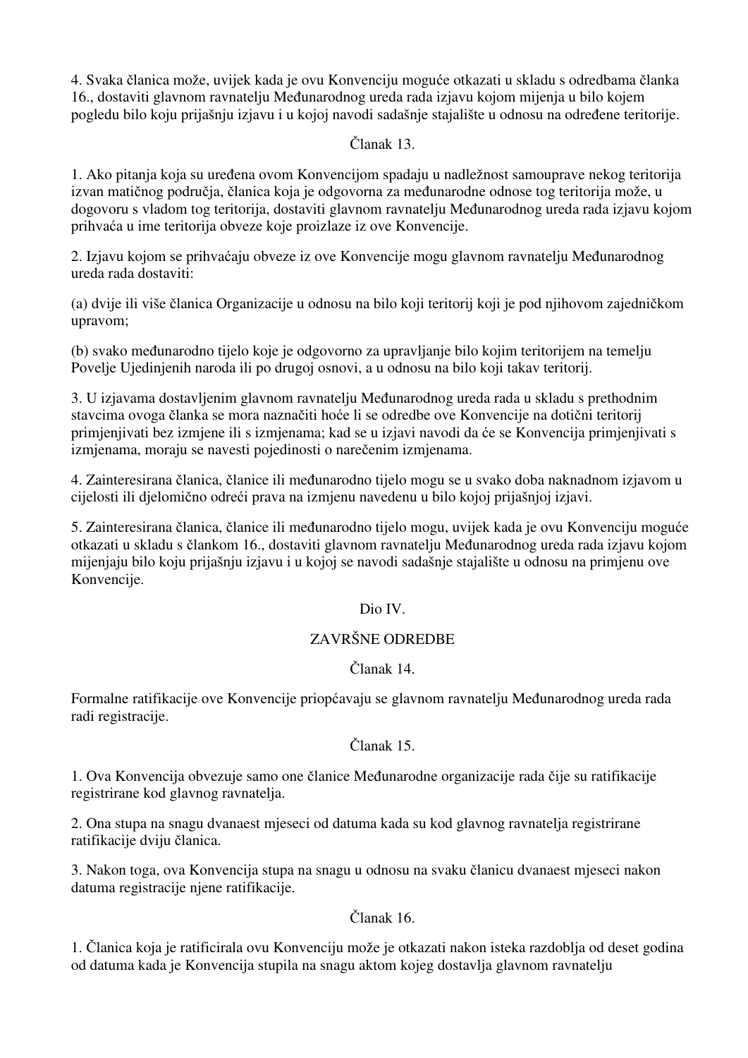4. Svaka članica može, uvijek kada je ovu Konvenciju moguće otkazati u skladu s odredbama članka 16., dostaviti glavnom ravnatelju Međunarodnog ureda rada izjavu kojom mijenja u bilo kojem pogledu bilo koju prijašnju izjavu i u kojoj navodi sadašnje stajalište u odnosu na određene teritorije.

Članak 13.

1. Ako pitanja koja su uređena ovom Konvencijom spadaju u nadležnost samouprave nekog teritorija izvan matičnog područja, članica koja je odgovorna za međunarodne odnose tog teritorija može, u dogovoru s vladom tog teritorija, dostaviti glavnom ravnatelju Međunarodnog ureda rada izjavu kojom prihvaća u ime teritorija obveze koje proizlaze iz ove Konvencije.

2. Izjavu kojom se prihvaćaju obveze iz ove Konvencije mogu glavnom ravnatelju Međunarodnog ureda rada dostaviti:

(a) dvije ili više članica Organizacije u odnosu na bilo koji teritorij koji je pod njihovom zajedničkom upravom;

(b) svako međunarodno tijelo koje je odgovorno za upravljanje bilo kojim teritorijem na temelju Povelje Ujedinjenih naroda ili po drugoj osnovi, a u odnosu na bilo koji takav teritorij.

3. U izjavama dostavljenim glavnom ravnatelju Međunarodnog ureda rada u skladu s prethodnim stavcima ovoga članka se mora naznačiti hoće li se odredbe ove Konvencije na dotični teritorij primjenjivati bez izmjene ili s izmjenama; kad se u izjavi navodi da će se Konvencija primjenjivati s izmjenama, moraju se navesti pojedinosti o narečenim izmjenama.

4. Zainteresirana članica, članice ili međunarodno tijelo mogu se u svako doba naknadnom izjavom u cijelosti ili djelomično odreći prava na izmjenu navedenu u bilo kojoj prijašnjoj izjavi.

5. Zainteresirana članica, članice ili međunarodno tijelo mogu, uvijek kada je ovu Konvenciju moguće otkazati u skladu s člankom 16., dostaviti glavnom ravnatelju Međunarodnog ureda rada izjavu kojom mijenjaju bilo koju prijašnju izjavu i u kojoj se navodi sadašnje stajalište u odnosu na primjenu ove Konvencije.

Dio IV.

ZAVRŠNE ODREDBE

Članak 14.

Formalne ratifikacije ove Konvencije priopćavaju se glavnom ravnatelju Međunarodnog ureda rada radi registracije.

Članak 15.

1. Ova Konvencija obvezuje samo one članice Međunarodne organizacije rada čije su ratifikacije registrirane kod glavnog ravnatelja.

2. Ona stupa na snagu dvanaest mjeseci od datuma kada su kod glavnog ravnatelja registrirane ratifikacije dviju članica.

3. Nakon toga, ova Konvencija stupa na snagu u odnosu na svaku članicu dvanaest mjeseci nakon datuma registracije njene ratifikacije.

Članak 16.

1. Članica koja je ratificirala ovu Konvenciju može je otkazati nakon isteka razdoblja od deset godina od datuma kada je Konvencija stupila na snagu aktom kojeg dostavlja glavnom ravnatelju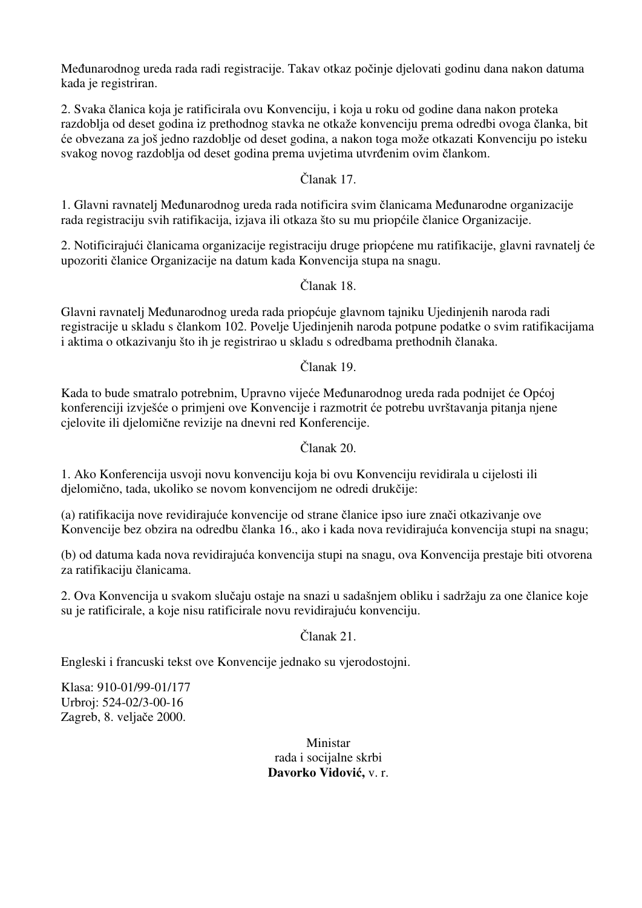Međunarodnog ureda rada radi registracije. Takav otkaz počinje djelovati godinu dana nakon datuma kada je registriran.

2. Svaka članica koja je ratificirala ovu Konvenciju, i koja u roku od godine dana nakon proteka razdoblja od deset godina iz prethodnog stavka ne otkaže konvenciju prema odredbi ovoga članka, bit će obvezana za još jedno razdoblje od deset godina, a nakon toga može otkazati Konvenciju po isteku svakog novog razdoblja od deset godina prema uvjetima utvrđenim ovim člankom.

Članak 17.

1. Glavni ravnatelj Međunarodnog ureda rada notificira svim članicama Međunarodne organizacije rada registraciju svih ratifikacija, izjava ili otkaza što su mu priopćile članice Organizacije.

2. Notificirajući članicama organizacije registraciju druge priopćene mu ratifikacije, glavni ravnatelj će upozoriti članice Organizacije na datum kada Konvencija stupa na snagu.

Članak 18.

Glavni ravnatelj Međunarodnog ureda rada priopćuje glavnom tajniku Ujedinjenih naroda radi registracije u skladu s člankom 102. Povelje Ujedinjenih naroda potpune podatke o svim ratifikacijama i aktima o otkazivanju što ih je registrirao u skladu s odredbama prethodnih članaka.

Članak 19.

Kada to bude smatralo potrebnim, Upravno vijeće Međunarodnog ureda rada podnijet će Općoj konferenciji izvješće o primjeni ove Konvencije i razmotrit će potrebu uvrštavanja pitanja njene cjelovite ili djelomične revizije na dnevni red Konferencije.

Članak 20.

1. Ako Konferencija usvoji novu konvenciju koja bi ovu Konvenciju revidirala u cijelosti ili djelomično, tada, ukoliko se novom konvencijom ne odredi drukčije:

(a) ratifikacija nove revidirajuće konvencije od strane članice ipso iure znači otkazivanje ove Konvencije bez obzira na odredbu članka 16., ako i kada nova revidirajuća konvencija stupi na snagu;

(b) od datuma kada nova revidirajuća konvencija stupi na snagu, ova Konvencija prestaje biti otvorena za ratifikaciju članicama.

2. Ova Konvencija u svakom slučaju ostaje na snazi u sadašnjem obliku i sadržaju za one članice koje su je ratificirale, a koje nisu ratificirale novu revidirajuću konvenciju.

Članak 21.

Engleski i francuski tekst ove Konvencije jednako su vjerodostojni.

Klasa: 910-01/99-01/177
Urbroj: 524-02/3-00-16
Zagreb, 8. veljače 2000.

Ministar
rada i socijalne skrbi
**Davorko Vidović,** v. r.